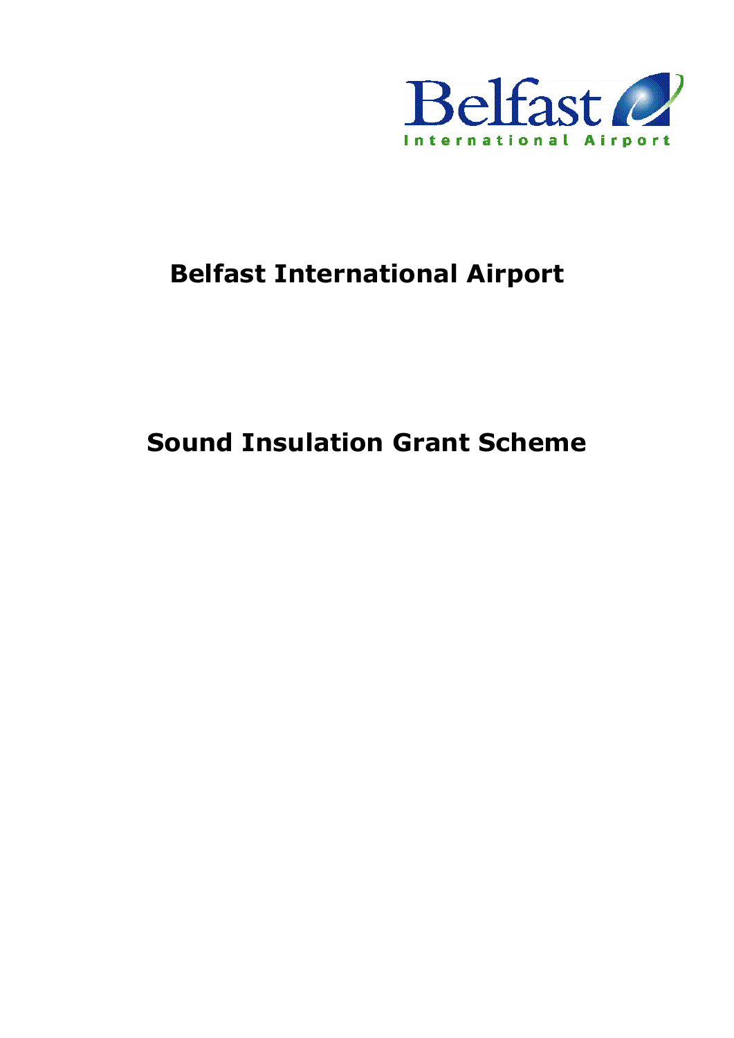# Belfast International Airport

# Sound Insulation Grant Scheme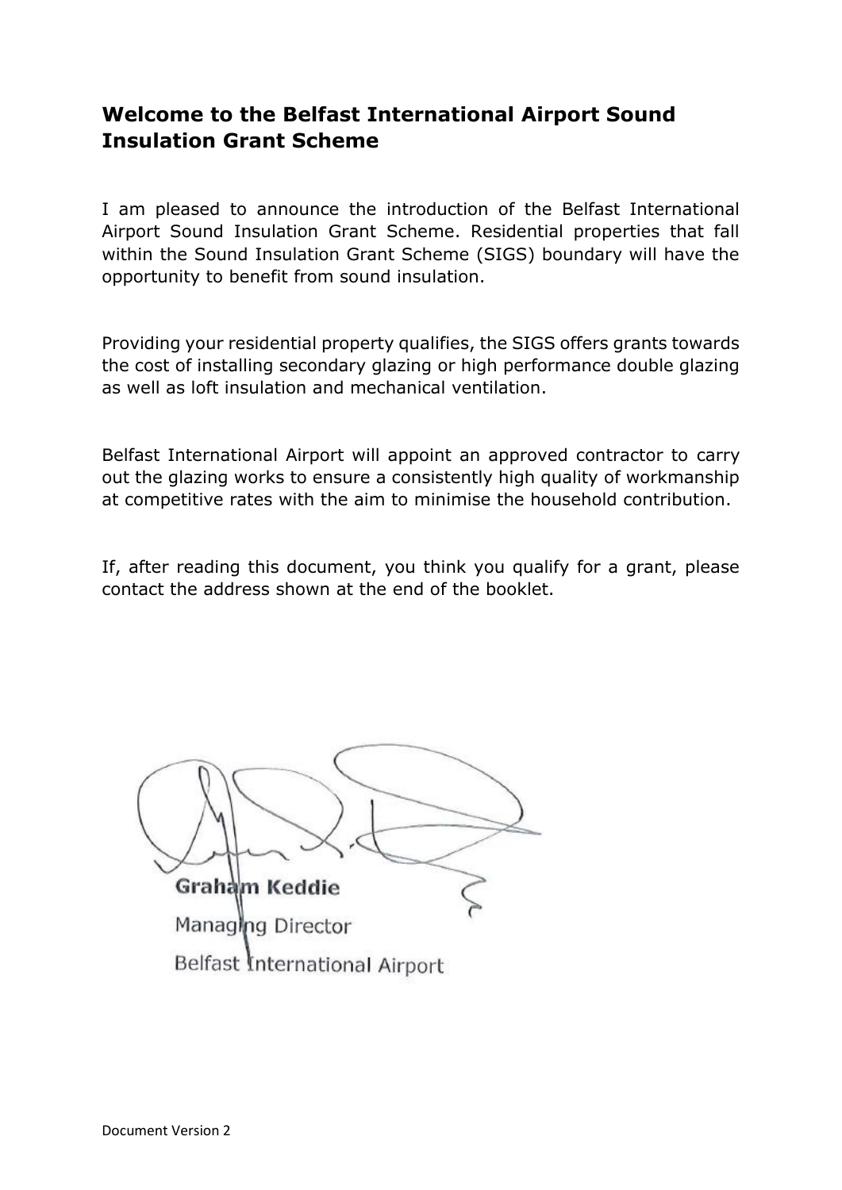## Welcome to the Belfast International Airport Sound Insulation Grant Scheme

I am pleased to announce the introduction of the Belfast International Airport Sound Insulation Grant Scheme. Residential properties that fall within the Sound Insulation Grant Scheme (SIGS) boundary will have the opportunity to benefit from sound insulation.

Providing your residential property qualifies, the SIGS offers grants towards the cost of installing secondary glazing or high performance double glazing as well as loft insulation and mechanical ventilation.

Belfast International Airport will appoint an approved contractor to carry out the glazing works to ensure a consistently high quality of workmanship at competitive rates with the aim to minimise the household contribution.

If, after reading this document, you think you qualify for a grant, please contact the address shown at the end of the booklet.

**Graham Keddie**
Managing Director
Belfast International Airport

Document Version 2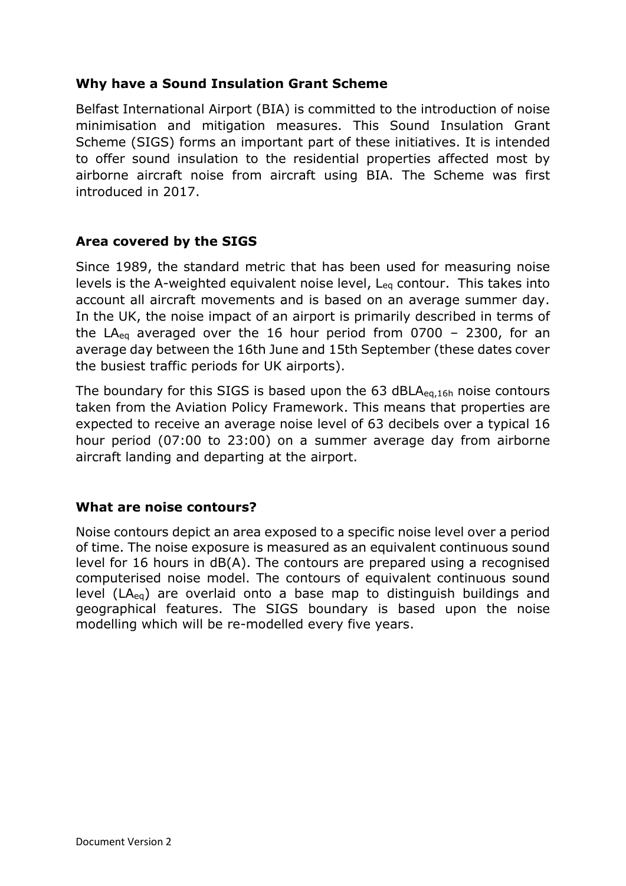### Why have a Sound Insulation Grant Scheme

Belfast International Airport (BIA) is committed to the introduction of noise minimisation and mitigation measures. This Sound Insulation Grant Scheme (SIGS) forms an important part of these initiatives. It is intended to offer sound insulation to the residential properties affected most by airborne aircraft noise from aircraft using BIA. The Scheme was first introduced in 2017.

### Area covered by the SIGS

Since 1989, the standard metric that has been used for measuring noise levels is the A-weighted equivalent noise level, $L_{eq}$ contour. This takes into account all aircraft movements and is based on an average summer day. In the UK, the noise impact of an airport is primarily described in terms of the $LA_{eq}$ averaged over the 16 hour period from 0700 – 2300, for an average day between the 16th June and 15th September (these dates cover the busiest traffic periods for UK airports).

The boundary for this SIGS is based upon the 63 $dBLA_{eq,16h}$ noise contours taken from the Aviation Policy Framework. This means that properties are expected to receive an average noise level of 63 decibels over a typical 16 hour period (07:00 to 23:00) on a summer average day from airborne aircraft landing and departing at the airport.

### What are noise contours?

Noise contours depict an area exposed to a specific noise level over a period of time. The noise exposure is measured as an equivalent continuous sound level for 16 hours in dB(A). The contours are prepared using a recognised computerised noise model. The contours of equivalent continuous sound level ($LA_{eq}$) are overlaid onto a base map to distinguish buildings and geographical features. The SIGS boundary is based upon the noise modelling which will be re-modelled every five years.

Document Version 2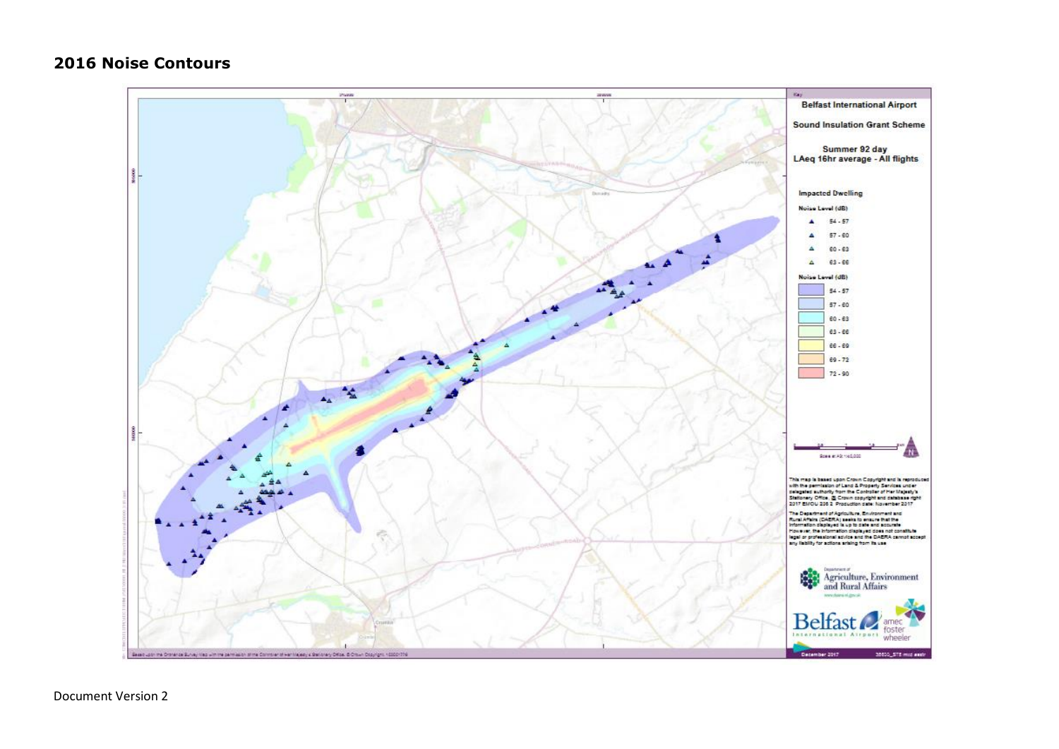## 2016 Noise Contours

**Belfast International Airport**

**Sound Insulation Grant Scheme**

**Summer 92 day**
**LAeq 16hr average - All flights**

**Impacted Dwelling**

Noise Level (dB)

- 54 - 57
- 57 - 60
- 60 - 63
- 63 - 66

Noise Level (dB)

- 54 - 57
- 57 - 60
- 60 - 63
- 63 - 66
- 66 - 69
- 69 - 72
- 72 - 90

This map is based upon Crown Copyright and is reproduced with the permission of Land & Property Services under delegated authority from the Controller of Her Majesty's Stationery Office, © Crown copyright and database right 2017 EMOU 206.2 Production date: November 2017

The Department of Agriculture, Environment and Rural Affairs (DAERA) seeks to ensure that the information displayed is up to date and accurate. However, the information displayed does not constitute legal or professional advice and the DAERA cannot accept any liability for actions arising from its use.

Department of Agriculture, Environment and Rural Affairs

Belfast International Airport

amec foster wheeler

December 2017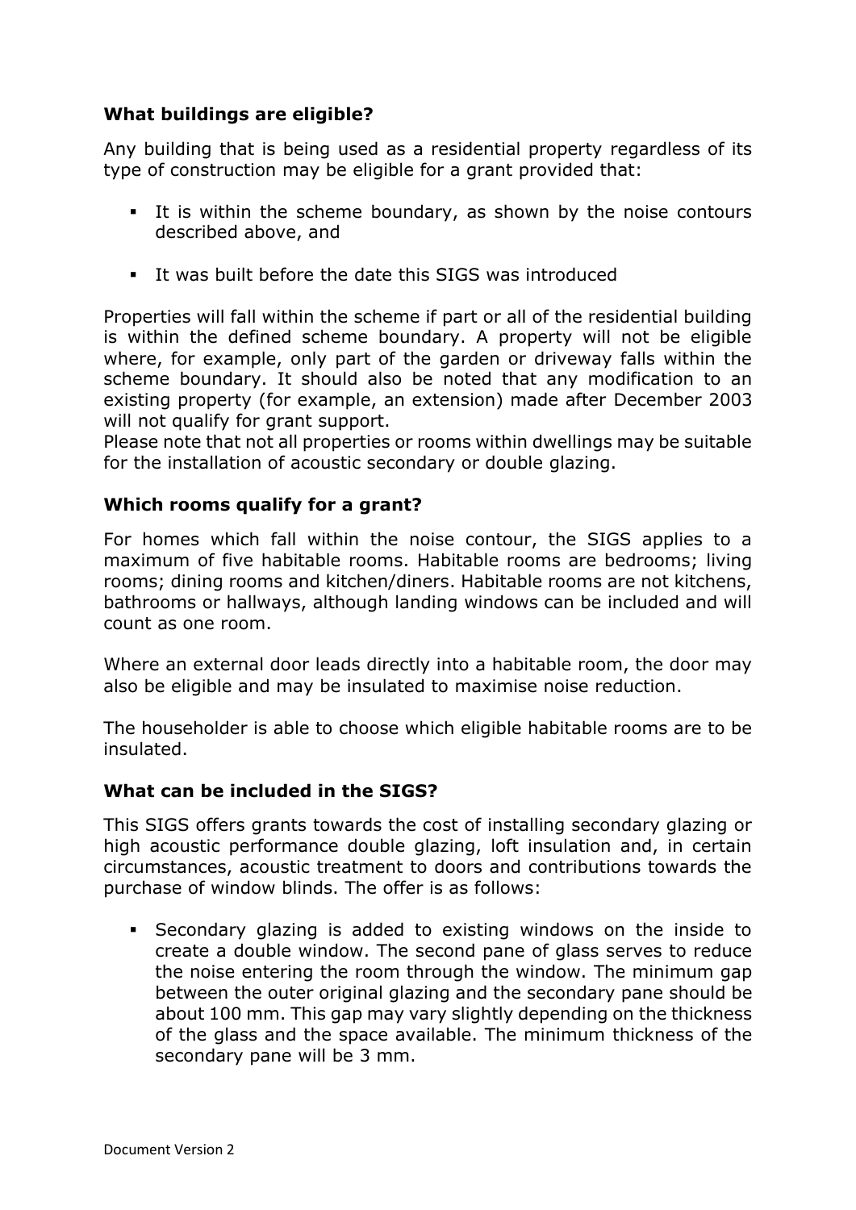**What buildings are eligible?**

Any building that is being used as a residential property regardless of its type of construction may be eligible for a grant provided that:

- It is within the scheme boundary, as shown by the noise contours described above, and
- It was built before the date this SIGS was introduced

Properties will fall within the scheme if part or all of the residential building is within the defined scheme boundary. A property will not be eligible where, for example, only part of the garden or driveway falls within the scheme boundary. It should also be noted that any modification to an existing property (for example, an extension) made after December 2003 will not qualify for grant support.
Please note that not all properties or rooms within dwellings may be suitable for the installation of acoustic secondary or double glazing.

**Which rooms qualify for a grant?**

For homes which fall within the noise contour, the SIGS applies to a maximum of five habitable rooms. Habitable rooms are bedrooms; living rooms; dining rooms and kitchen/diners. Habitable rooms are not kitchens, bathrooms or hallways, although landing windows can be included and will count as one room.

Where an external door leads directly into a habitable room, the door may also be eligible and may be insulated to maximise noise reduction.

The householder is able to choose which eligible habitable rooms are to be insulated.

**What can be included in the SIGS?**

This SIGS offers grants towards the cost of installing secondary glazing or high acoustic performance double glazing, loft insulation and, in certain circumstances, acoustic treatment to doors and contributions towards the purchase of window blinds. The offer is as follows:

- Secondary glazing is added to existing windows on the inside to create a double window. The second pane of glass serves to reduce the noise entering the room through the window. The minimum gap between the outer original glazing and the secondary pane should be about 100 mm. This gap may vary slightly depending on the thickness of the glass and the space available. The minimum thickness of the secondary pane will be 3 mm.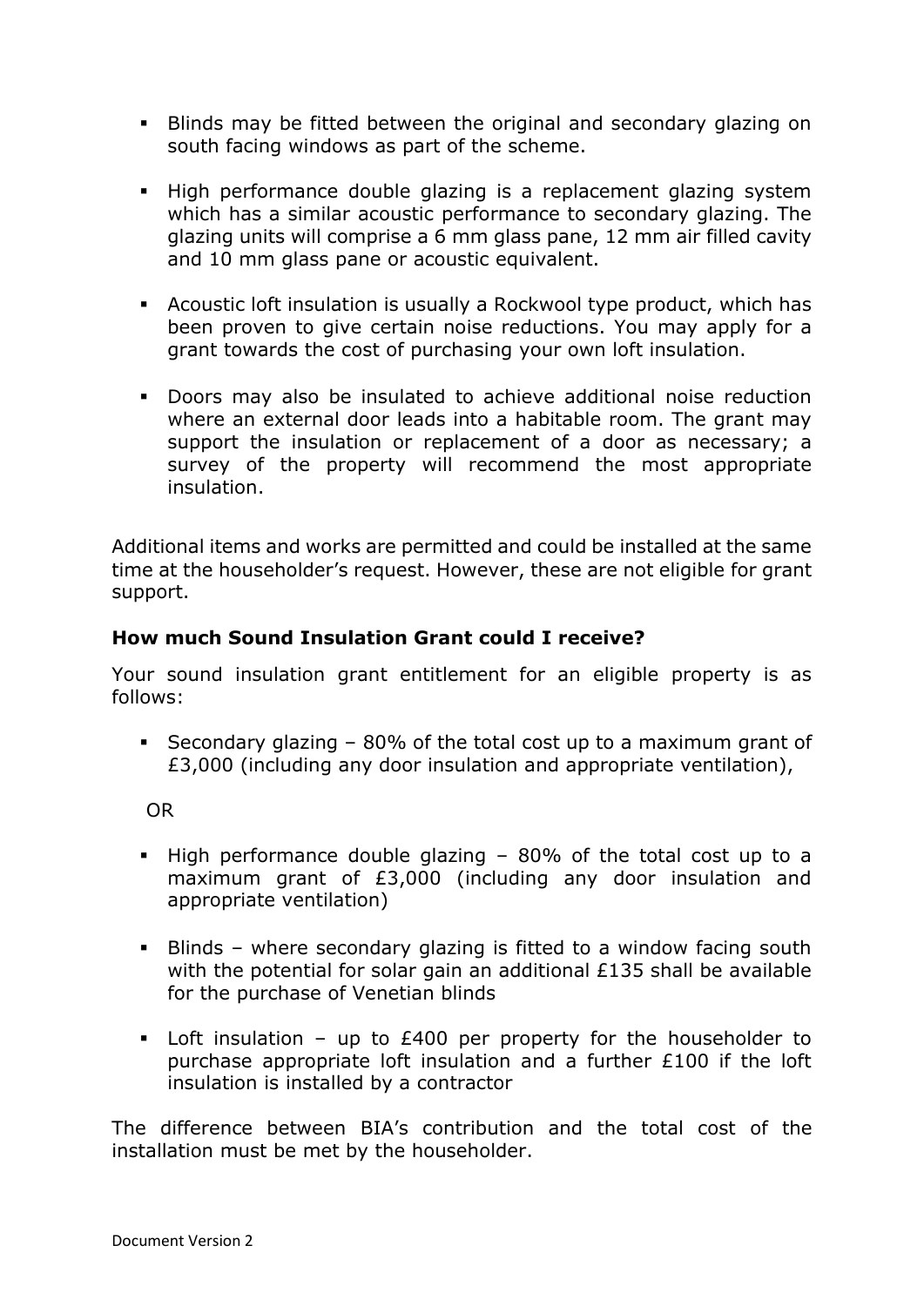- Blinds may be fitted between the original and secondary glazing on south facing windows as part of the scheme.

- High performance double glazing is a replacement glazing system which has a similar acoustic performance to secondary glazing. The glazing units will comprise a 6 mm glass pane, 12 mm air filled cavity and 10 mm glass pane or acoustic equivalent.

- Acoustic loft insulation is usually a Rockwool type product, which has been proven to give certain noise reductions. You may apply for a grant towards the cost of purchasing your own loft insulation.

- Doors may also be insulated to achieve additional noise reduction where an external door leads into a habitable room. The grant may support the insulation or replacement of a door as necessary; a survey of the property will recommend the most appropriate insulation.

Additional items and works are permitted and could be installed at the same time at the householder's request. However, these are not eligible for grant support.

**How much Sound Insulation Grant could I receive?**

Your sound insulation grant entitlement for an eligible property is as follows:

- Secondary glazing – 80% of the total cost up to a maximum grant of £3,000 (including any door insulation and appropriate ventilation),

OR

- High performance double glazing – 80% of the total cost up to a maximum grant of £3,000 (including any door insulation and appropriate ventilation)

- Blinds – where secondary glazing is fitted to a window facing south with the potential for solar gain an additional £135 shall be available for the purchase of Venetian blinds

- Loft insulation – up to £400 per property for the householder to purchase appropriate loft insulation and a further £100 if the loft insulation is installed by a contractor

The difference between BIA's contribution and the total cost of the installation must be met by the householder.

Document Version 2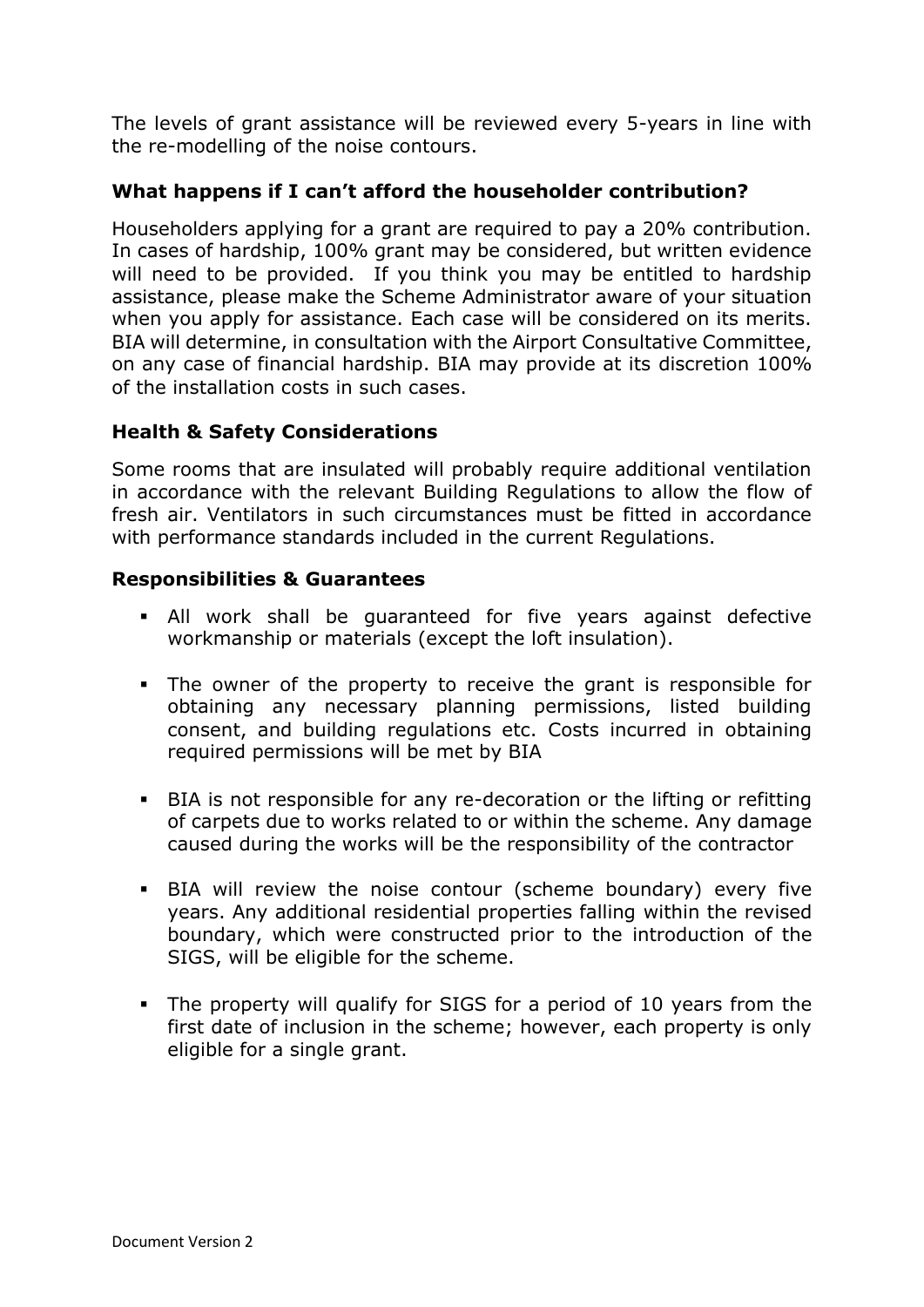The levels of grant assistance will be reviewed every 5-years in line with the re-modelling of the noise contours.

### What happens if I can't afford the householder contribution?

Householders applying for a grant are required to pay a 20% contribution. In cases of hardship, 100% grant may be considered, but written evidence will need to be provided. If you think you may be entitled to hardship assistance, please make the Scheme Administrator aware of your situation when you apply for assistance. Each case will be considered on its merits. BIA will determine, in consultation with the Airport Consultative Committee, on any case of financial hardship. BIA may provide at its discretion 100% of the installation costs in such cases.

### Health & Safety Considerations

Some rooms that are insulated will probably require additional ventilation in accordance with the relevant Building Regulations to allow the flow of fresh air. Ventilators in such circumstances must be fitted in accordance with performance standards included in the current Regulations.

### Responsibilities & Guarantees

- All work shall be guaranteed for five years against defective workmanship or materials (except the loft insulation).
- The owner of the property to receive the grant is responsible for obtaining any necessary planning permissions, listed building consent, and building regulations etc. Costs incurred in obtaining required permissions will be met by BIA
- BIA is not responsible for any re-decoration or the lifting or refitting of carpets due to works related to or within the scheme. Any damage caused during the works will be the responsibility of the contractor
- BIA will review the noise contour (scheme boundary) every five years. Any additional residential properties falling within the revised boundary, which were constructed prior to the introduction of the SIGS, will be eligible for the scheme.
- The property will qualify for SIGS for a period of 10 years from the first date of inclusion in the scheme; however, each property is only eligible for a single grant.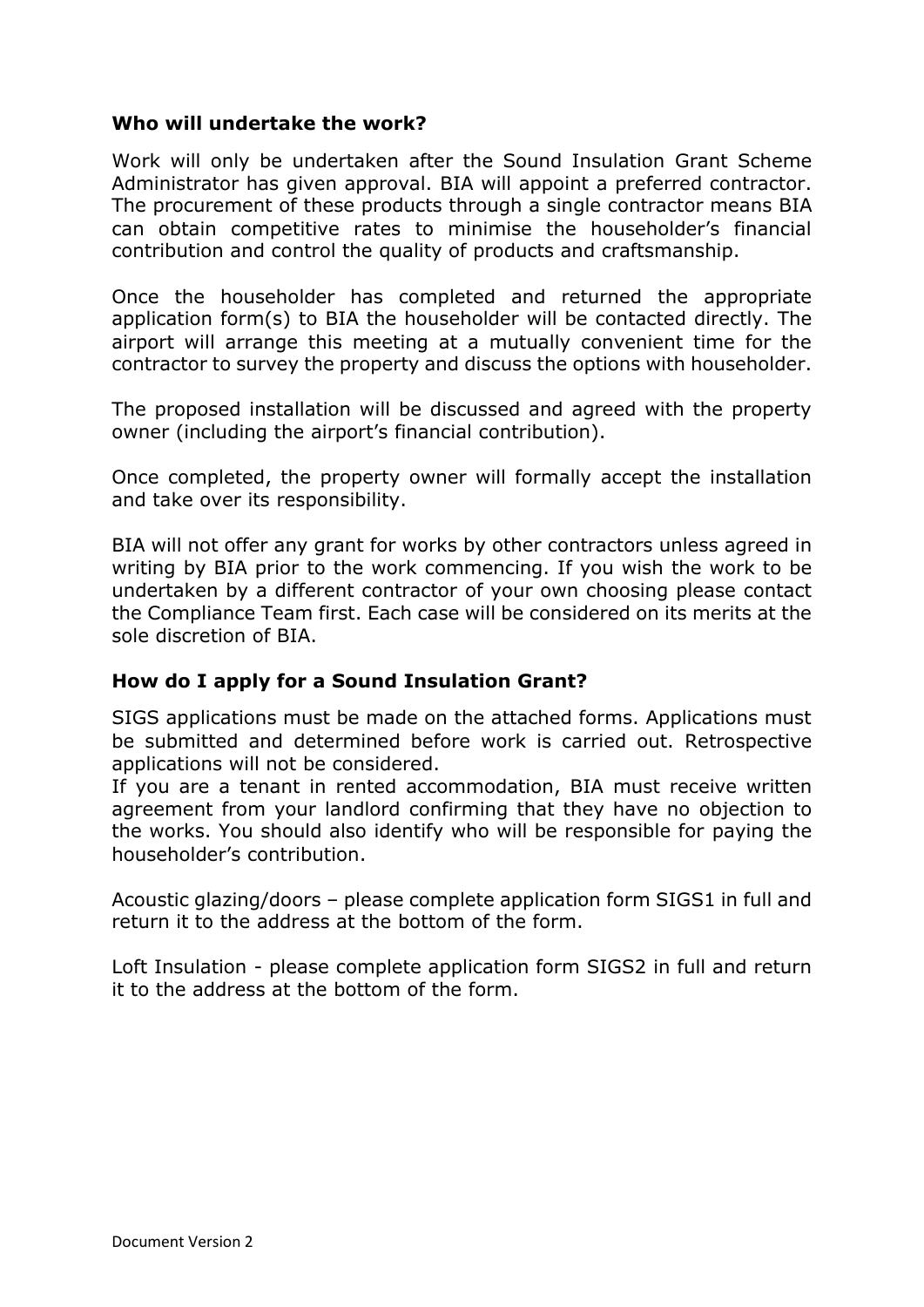**Who will undertake the work?**

Work will only be undertaken after the Sound Insulation Grant Scheme Administrator has given approval. BIA will appoint a preferred contractor. The procurement of these products through a single contractor means BIA can obtain competitive rates to minimise the householder's financial contribution and control the quality of products and craftsmanship.

Once the householder has completed and returned the appropriate application form(s) to BIA the householder will be contacted directly. The airport will arrange this meeting at a mutually convenient time for the contractor to survey the property and discuss the options with householder.

The proposed installation will be discussed and agreed with the property owner (including the airport's financial contribution).

Once completed, the property owner will formally accept the installation and take over its responsibility.

BIA will not offer any grant for works by other contractors unless agreed in writing by BIA prior to the work commencing. If you wish the work to be undertaken by a different contractor of your own choosing please contact the Compliance Team first. Each case will be considered on its merits at the sole discretion of BIA.

**How do I apply for a Sound Insulation Grant?**

SIGS applications must be made on the attached forms. Applications must be submitted and determined before work is carried out. Retrospective applications will not be considered.
If you are a tenant in rented accommodation, BIA must receive written agreement from your landlord confirming that they have no objection to the works. You should also identify who will be responsible for paying the householder's contribution.

Acoustic glazing/doors – please complete application form SIGS1 in full and return it to the address at the bottom of the form.

Loft Insulation - please complete application form SIGS2 in full and return it to the address at the bottom of the form.

Document Version 2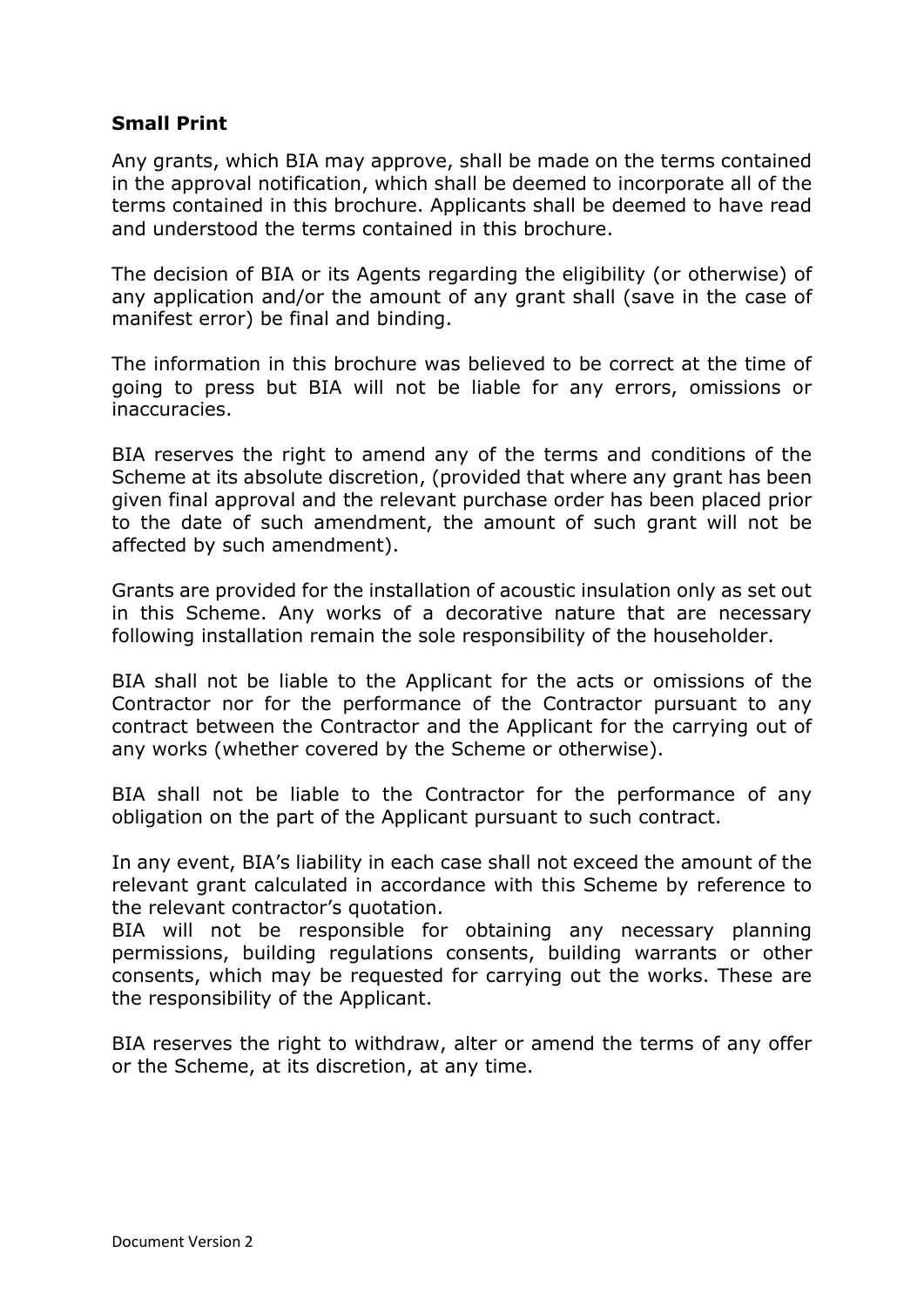**Small Print**

Any grants, which BIA may approve, shall be made on the terms contained in the approval notification, which shall be deemed to incorporate all of the terms contained in this brochure. Applicants shall be deemed to have read and understood the terms contained in this brochure.

The decision of BIA or its Agents regarding the eligibility (or otherwise) of any application and/or the amount of any grant shall (save in the case of manifest error) be final and binding.

The information in this brochure was believed to be correct at the time of going to press but BIA will not be liable for any errors, omissions or inaccuracies.

BIA reserves the right to amend any of the terms and conditions of the Scheme at its absolute discretion, (provided that where any grant has been given final approval and the relevant purchase order has been placed prior to the date of such amendment, the amount of such grant will not be affected by such amendment).

Grants are provided for the installation of acoustic insulation only as set out in this Scheme. Any works of a decorative nature that are necessary following installation remain the sole responsibility of the householder.

BIA shall not be liable to the Applicant for the acts or omissions of the Contractor nor for the performance of the Contractor pursuant to any contract between the Contractor and the Applicant for the carrying out of any works (whether covered by the Scheme or otherwise).

BIA shall not be liable to the Contractor for the performance of any obligation on the part of the Applicant pursuant to such contract.

In any event, BIA's liability in each case shall not exceed the amount of the relevant grant calculated in accordance with this Scheme by reference to the relevant contractor's quotation.
BIA will not be responsible for obtaining any necessary planning permissions, building regulations consents, building warrants or other consents, which may be requested for carrying out the works. These are the responsibility of the Applicant.

BIA reserves the right to withdraw, alter or amend the terms of any offer or the Scheme, at its discretion, at any time.

Document Version 2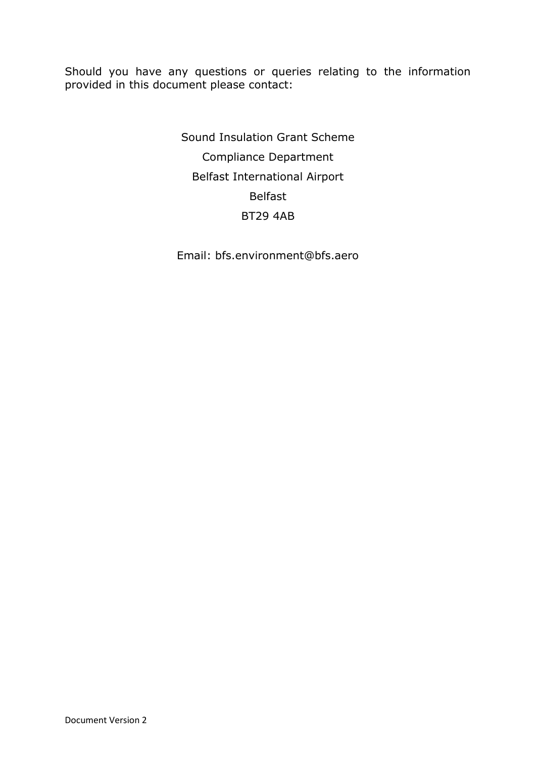Should you have any questions or queries relating to the information provided in this document please contact:

Sound Insulation Grant Scheme

Compliance Department

Belfast International Airport

Belfast

BT29 4AB

Email: bfs.environment@bfs.aero